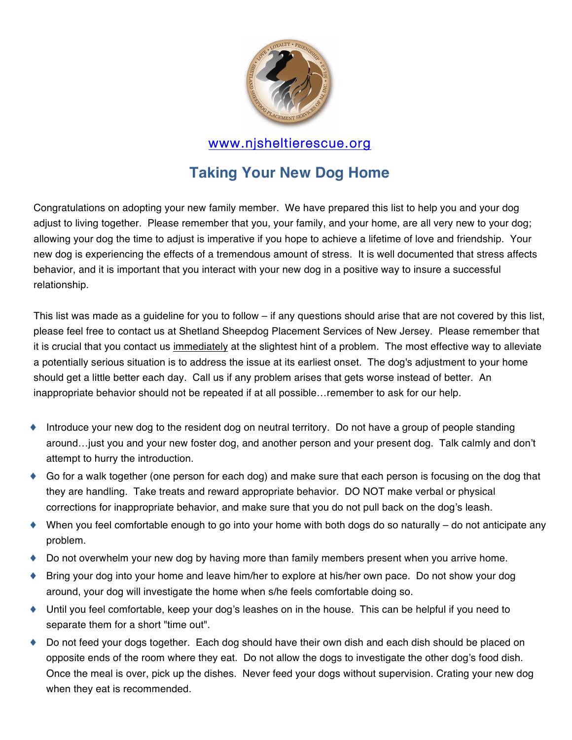[www.njsheltierescue.org](http://www.njsheltierescue.org)

# Taking Your New Dog Home

Congratulations on adopting your new family member. We have prepared this list to help you and your dog adjust to living together. Please remember that you, your family, and your home, are all very new to your dog; allowing your dog the time to adjust is imperative if you hope to achieve a lifetime of love and friendship. Your new dog is experiencing the effects of a tremendous amount of stress. It is well documented that stress affects behavior, and it is important that you interact with your new dog in a positive way to insure a successful relationship.

This list was made as a guideline for you to follow – if any questions should arise that are not covered by this list, please feel free to contact us at Shetland Sheepdog Placement Services of New Jersey. Please remember that it is crucial that you contact us <u>immediately</u> at the slightest hint of a problem. The most effective way to alleviate a potentially serious situation is to address the issue at its earliest onset. The dog's adjustment to your home should get a little better each day. Call us if any problem arises that gets worse instead of better. An inappropriate behavior should not be repeated if at all possible…remember to ask for our help.

- Introduce your new dog to the resident dog on neutral territory. Do not have a group of people standing around…just you and your new foster dog, and another person and your present dog. Talk calmly and don't attempt to hurry the introduction.
- Go for a walk together (one person for each dog) and make sure that each person is focusing on the dog that they are handling. Take treats and reward appropriate behavior. DO NOT make verbal or physical corrections for inappropriate behavior, and make sure that you do not pull back on the dog's leash.
- When you feel comfortable enough to go into your home with both dogs do so naturally – do not anticipate any problem.
- Do not overwhelm your new dog by having more than family members present when you arrive home.
- Bring your dog into your home and leave him/her to explore at his/her own pace. Do not show your dog around, your dog will investigate the home when s/he feels comfortable doing so.
- Until you feel comfortable, keep your dog's leashes on in the house. This can be helpful if you need to separate them for a short "time out".
- Do not feed your dogs together. Each dog should have their own dish and each dish should be placed on opposite ends of the room where they eat. Do not allow the dogs to investigate the other dog's food dish. Once the meal is over, pick up the dishes. Never feed your dogs without supervision. Crating your new dog when they eat is recommended.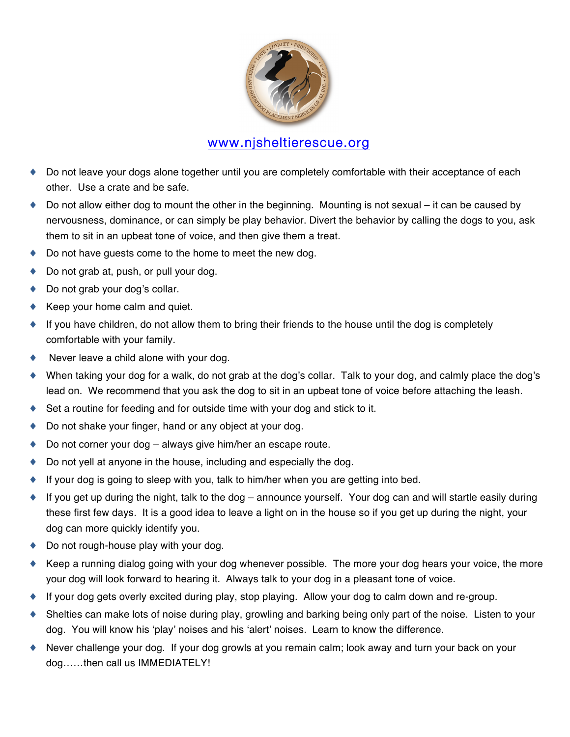[www.njsheltierescue.org](http://www.njsheltierescue.org)

- Do not leave your dogs alone together until you are completely comfortable with their acceptance of each other. Use a crate and be safe.
- Do not allow either dog to mount the other in the beginning. Mounting is not sexual – it can be caused by nervousness, dominance, or can simply be play behavior. Divert the behavior by calling the dogs to you, ask them to sit in an upbeat tone of voice, and then give them a treat.
- Do not have guests come to the home to meet the new dog.
- Do not grab at, push, or pull your dog.
- Do not grab your dog's collar.
- Keep your home calm and quiet.
- If you have children, do not allow them to bring their friends to the house until the dog is completely comfortable with your family.
- Never leave a child alone with your dog.
- When taking your dog for a walk, do not grab at the dog's collar. Talk to your dog, and calmly place the dog's lead on. We recommend that you ask the dog to sit in an upbeat tone of voice before attaching the leash.
- Set a routine for feeding and for outside time with your dog and stick to it.
- Do not shake your finger, hand or any object at your dog.
- Do not corner your dog – always give him/her an escape route.
- Do not yell at anyone in the house, including and especially the dog.
- If your dog is going to sleep with you, talk to him/her when you are getting into bed.
- If you get up during the night, talk to the dog – announce yourself. Your dog can and will startle easily during these first few days. It is a good idea to leave a light on in the house so if you get up during the night, your dog can more quickly identify you.
- Do not rough-house play with your dog.
- Keep a running dialog going with your dog whenever possible. The more your dog hears your voice, the more your dog will look forward to hearing it. Always talk to your dog in a pleasant tone of voice.
- If your dog gets overly excited during play, stop playing. Allow your dog to calm down and re-group.
- Shelties can make lots of noise during play, growling and barking being only part of the noise. Listen to your dog. You will know his 'play' noises and his 'alert' noises. Learn to know the difference.
- Never challenge your dog. If your dog growls at you remain calm; look away and turn your back on your dog……then call us IMMEDIATELY!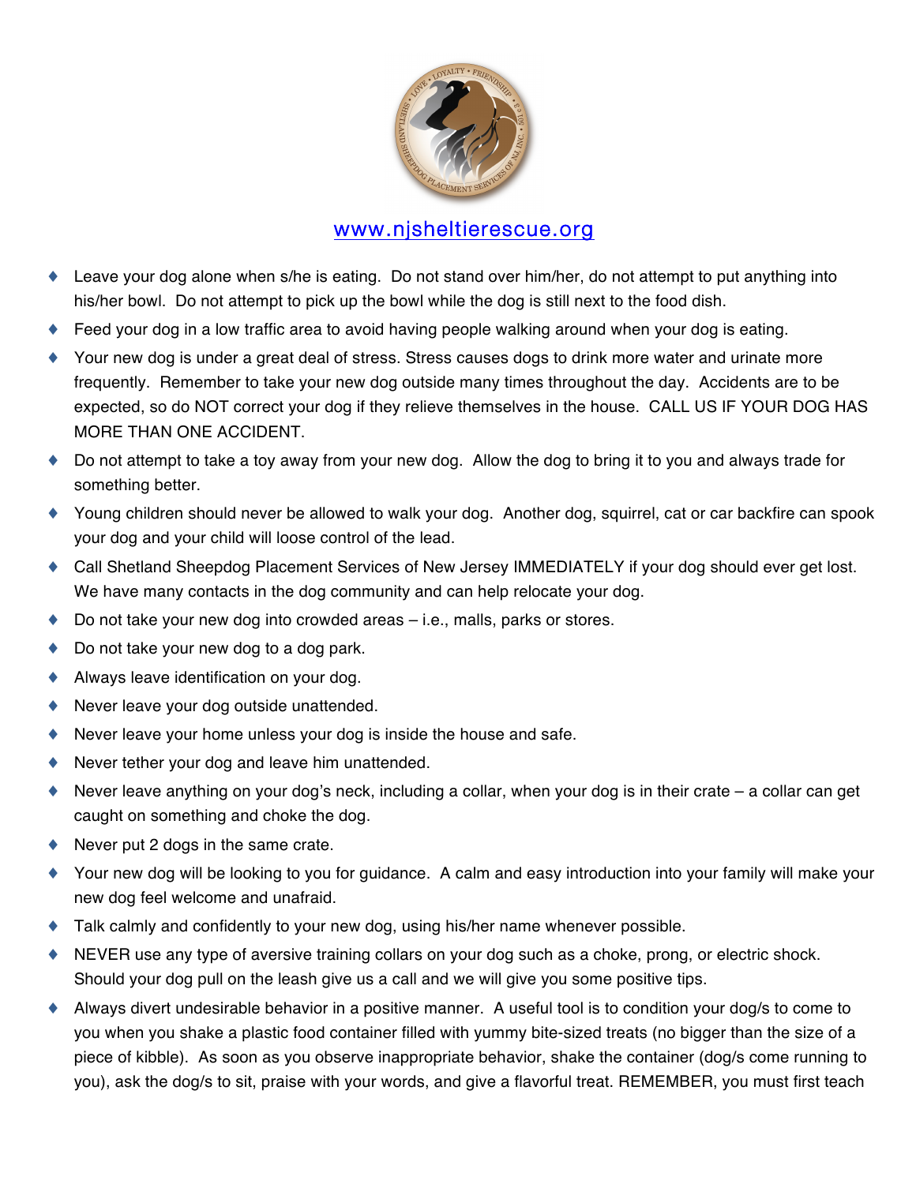[www.njsheltierescue.org](http://www.njsheltierescue.org)

- Leave your dog alone when s/he is eating. Do not stand over him/her, do not attempt to put anything into his/her bowl. Do not attempt to pick up the bowl while the dog is still next to the food dish.
- Feed your dog in a low traffic area to avoid having people walking around when your dog is eating.
- Your new dog is under a great deal of stress. Stress causes dogs to drink more water and urinate more frequently. Remember to take your new dog outside many times throughout the day. Accidents are to be expected, so do NOT correct your dog if they relieve themselves in the house. CALL US IF YOUR DOG HAS MORE THAN ONE ACCIDENT.
- Do not attempt to take a toy away from your new dog. Allow the dog to bring it to you and always trade for something better.
- Young children should never be allowed to walk your dog. Another dog, squirrel, cat or car backfire can spook your dog and your child will loose control of the lead.
- Call Shetland Sheepdog Placement Services of New Jersey IMMEDIATELY if your dog should ever get lost. We have many contacts in the dog community and can help relocate your dog.
- Do not take your new dog into crowded areas – i.e., malls, parks or stores.
- Do not take your new dog to a dog park.
- Always leave identification on your dog.
- Never leave your dog outside unattended.
- Never leave your home unless your dog is inside the house and safe.
- Never tether your dog and leave him unattended.
- Never leave anything on your dog's neck, including a collar, when your dog is in their crate – a collar can get caught on something and choke the dog.
- Never put 2 dogs in the same crate.
- Your new dog will be looking to you for guidance. A calm and easy introduction into your family will make your new dog feel welcome and unafraid.
- Talk calmly and confidently to your new dog, using his/her name whenever possible.
- NEVER use any type of aversive training collars on your dog such as a choke, prong, or electric shock. Should your dog pull on the leash give us a call and we will give you some positive tips.
- Always divert undesirable behavior in a positive manner. A useful tool is to condition your dog/s to come to you when you shake a plastic food container filled with yummy bite-sized treats (no bigger than the size of a piece of kibble). As soon as you observe inappropriate behavior, shake the container (dog/s come running to you), ask the dog/s to sit, praise with your words, and give a flavorful treat. REMEMBER, you must first teach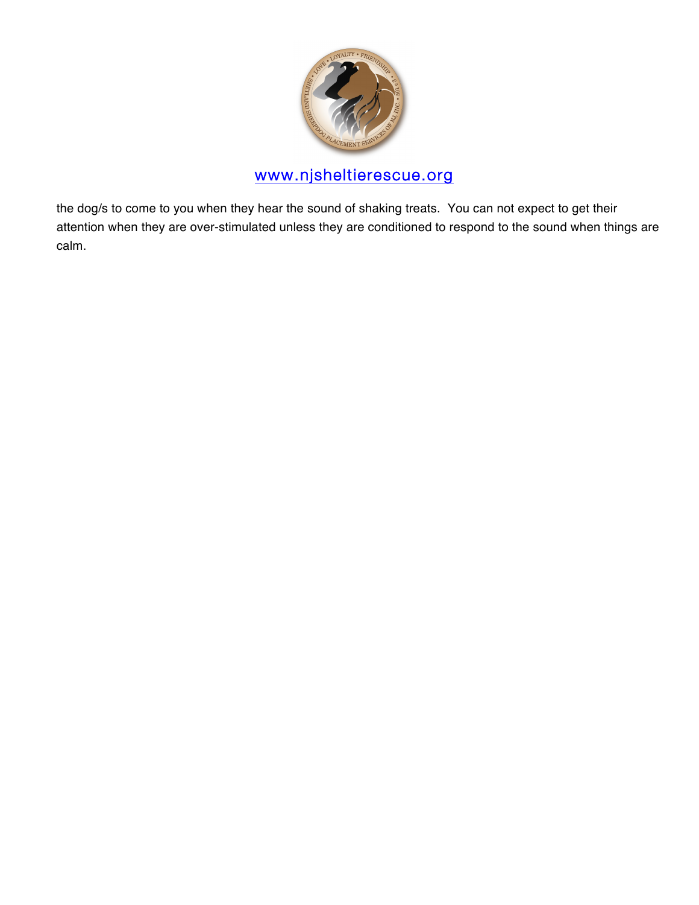the dog/s to come to you when they hear the sound of shaking treats. You can not expect to get their attention when they are over-stimulated unless they are conditioned to respond to the sound when things are calm.